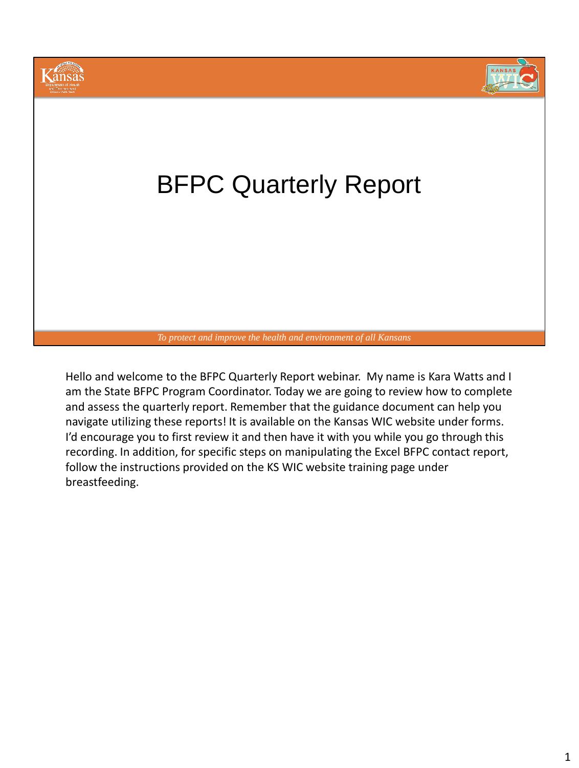# BFPC Quarterly Report

*To protect and improve the health and environment of all Kansans*

Hello and welcome to the BFPC Quarterly Report webinar. My name is Kara Watts and I am the State BFPC Program Coordinator. Today we are going to review how to complete and assess the quarterly report. Remember that the guidance document can help you navigate utilizing these reports! It is available on the Kansas WIC website under forms. I'd encourage you to first review it and then have it with you while you go through this recording. In addition, for specific steps on manipulating the Excel BFPC contact report, follow the instructions provided on the KS WIC website training page under breastfeeding.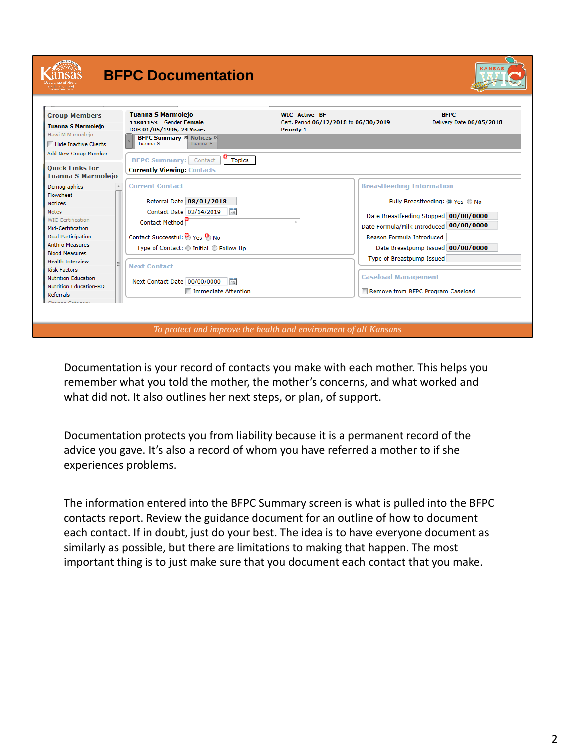# BFPC Documentation

| | | |
|---|---|---|
| **Tuanna S Marmolejo** 11801153 Gender Female DOB 01/05/1995, 24 Years | **WIC Active BF** Cert. Period 06/12/2018 to 06/30/2019 Priority 1 | **BFPC** Delivery Date 06/05/2018 |

**Group Members**
- Tuanna S Marmolejo
- Hawi M Marmolejo
- Hide Inactive Clients
- Add New Group Member

**Quick Links for Tuanna S Marmolejo**
- Demographics
- Flowsheet
- Notices
- Notes
- WIC Certification
- Mid-Certification
- Dual Participation
- Anthro Measures
- Blood Measures
- Health Interview
- Risk Factors
- Nutrition Education
- Nutrition Education-RD
- Referrals

BFPC Summary: Contact | Topics
Currently Viewing: Contacts

**Current Contact**
- Referral Date 08/01/2018
- Contact Date 02/14/2019
- Contact Method
- Contact Successful: Yes / No
- Type of Contact: Initial / Follow Up

**Breastfeeding Information**
- Fully Breastfeeding: Yes / No
- Date Breastfeeding Stopped 00/00/0000
- Date Formula/Milk Introduced 00/00/0000
- Reason Formula Introduced
- Date Breastpump Issued 00/00/0000
- Type of Breastpump Issued

**Next Contact**
- Next Contact Date 00/00/0000
- Immediate Attention

**Caseload Management**
- Remove from BFPC Program Caseload

*To protect and improve the health and environment of all Kansans*

Documentation is your record of contacts you make with each mother. This helps you remember what you told the mother, the mother's concerns, and what worked and what did not. It also outlines her next steps, or plan, of support.

Documentation protects you from liability because it is a permanent record of the advice you gave. It's also a record of whom you have referred a mother to if she experiences problems.

The information entered into the BFPC Summary screen is what is pulled into the BFPC contacts report. Review the guidance document for an outline of how to document each contact. If in doubt, just do your best. The idea is to have everyone document as similarly as possible, but there are limitations to making that happen. The most important thing is to just make sure that you document each contact that you make.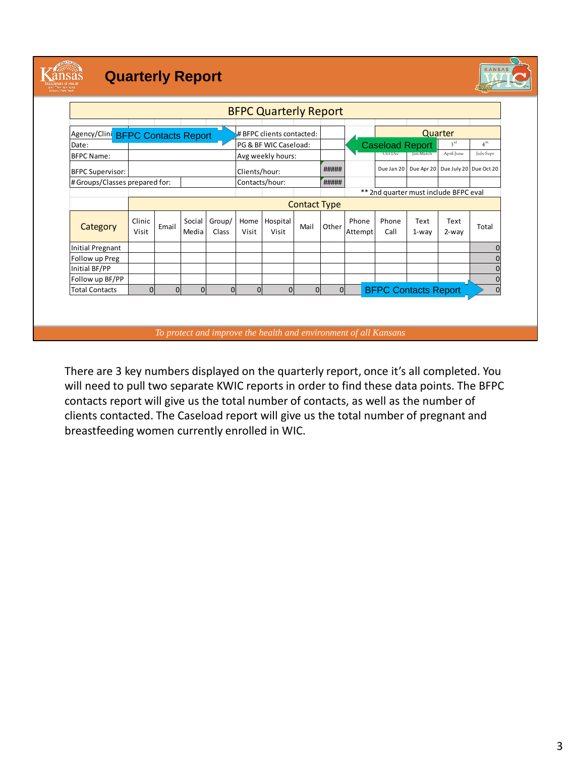# Quarterly Report

## BFPC Quarterly Report

| | | | | |
|---|---|---|---|---|
| Agency/Clinic: | | # BFPC clients contacted: | | |
| Date: | | PG & BF WIC Caseload: | | |
| BFPC Name: | | Avg weekly hours: | | |
| BFPC Supervisor: | | Clients/hour: | ##### | |
| # Groups/Classes prepared for: | | Contacts/hour: | ##### | |

BFPC Contacts Report → # BFPC clients contacted

Caseload Report → PG & BF WIC Caseload

| Quarter | | | |
|---|---|---|---|
| 1st | 2nd | 3rd | 4th |
| Oct-Dec | Jan-March | April-June | July-Sept |
| Due Jan 20 | Due Apr 20 | Due July 20 | Due Oct 20 |

** 2nd quarter must include BFPC eval

| Category | Contact Type | | | | | | | | | | | | |
|---|---|---|---|---|---|---|---|---|---|---|---|---|---|
| | Clinic Visit | Email | Social Media | Group/ Class | Home Visit | Hospital Visit | Mail | Other | Phone Attempt | Phone Call | Text 1-way | Text 2-way | Total |
| Initial Pregnant | | | | | | | | | | | | | 0 |
| Follow up Preg | | | | | | | | | | | | | 0 |
| Initial BF/PP | | | | | | | | | | | | | 0 |
| Follow up BF/PP | | | | | | | | | | | | | 0 |
| Total Contacts | 0 | 0 | 0 | 0 | 0 | 0 | 0 | 0 | | | | | 0 |

BFPC Contacts Report → Total

*To protect and improve the health and environment of all Kansans*

There are 3 key numbers displayed on the quarterly report, once it's all completed. You will need to pull two separate KWIC reports in order to find these data points. The BFPC contacts report will give us the total number of contacts, as well as the number of clients contacted. The Caseload report will give us the total number of pregnant and breastfeeding women currently enrolled in WIC.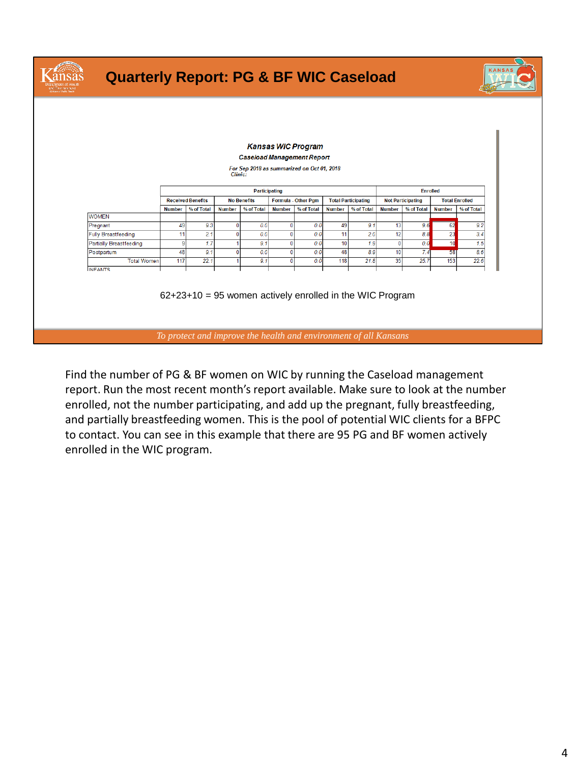# Quarterly Report: PG & BF WIC Caseload

**Kansas WIC Program**

**Caseload Management Report**

For Sep 2018 as summarized on Oct 01, 2018
Clinic:

| | Participating | | | | | | | | Enrolled | | | |
|---|---|---|---|---|---|---|---|---|---|---|---|---|
| | Received Benefits | | No Benefits | | Formula - Other Pgm | | Total Participating | | Not Participating | | Total Enrolled | |
| | Number | % of Total | Number | % of Total | Number | % of Total | Number | % of Total | Number | % of Total | Number | % of Total |
| WOMEN | | | | | | | | | | | | |
| Pregnant | 49 | 9.3 | 0 | 0.0 | 0 | 0.0 | 49 | 9.1 | 13 | 9.6 | 62 | 9.2 |
| Fully Breastfeeding | 11 | 2.1 | 0 | 0.0 | 0 | 0.0 | 11 | 2.0 | 12 | 8.8 | 23 | 3.4 |
| Partially Breastfeeding | 9 | 1.7 | 1 | 9.1 | 0 | 0.0 | 10 | 1.9 | 0 | 0.0 | 10 | 1.5 |
| Postpartum | 48 | 9.1 | 0 | 0.0 | 0 | 0.0 | 48 | 8.9 | 10 | 7.4 | 58 | 8.6 |
| Total Women | 117 | 22.1 | 1 | 9.1 | 0 | 0.0 | 118 | 21.8 | 35 | 25.7 | 153 | 22.6 |
| INFANTS | | | | | | | | | | | | |

62+23+10 = 95 women actively enrolled in the WIC Program

*To protect and improve the health and environment of all Kansans*

Find the number of PG & BF women on WIC by running the Caseload management report. Run the most recent month's report available. Make sure to look at the number enrolled, not the number participating, and add up the pregnant, fully breastfeeding, and partially breastfeeding women. This is the pool of potential WIC clients for a BFPC to contact. You can see in this example that there are 95 PG and BF women actively enrolled in the WIC program.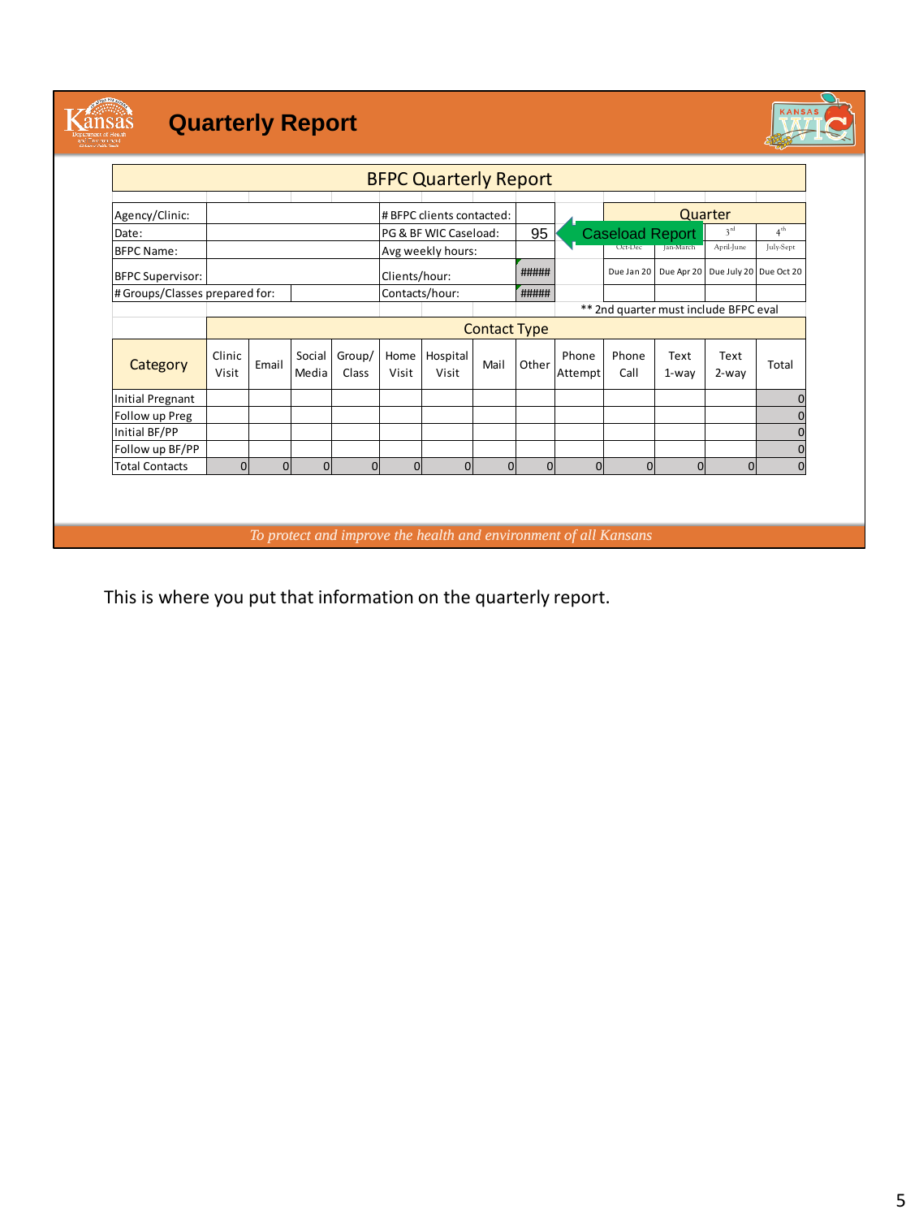# Quarterly Report

## BFPC Quarterly Report

| Agency/Clinic: | | # BFPC clients contacted: | | | Quarter | | | |
|---|---|---|---|---|---|---|---|---|
| Date: | | PG & BF WIC Caseload: | 95 | Caseload Report | | | 3rd | 4th |
| BFPC Name: | | Avg weekly hours: | | | Oct-Dec | Jan-March | April-June | July-Sept |
| BFPC Supervisor: | | Clients/hour: | ##### | | Due Jan 20 | Due Apr 20 | Due July 20 | Due Oct 20 |
| # Groups/Classes prepared for: | | Contacts/hour: | ##### | | | | | |

** 2nd quarter must include BFPC eval

| Category | Contact Type | | | | | | | | | | | | |
|---|---|---|---|---|---|---|---|---|---|---|---|---|---|
| | Clinic Visit | Email | Social Media | Group/ Class | Home Visit | Hospital Visit | Mail | Other | Phone Attempt | Phone Call | Text 1-way | Text 2-way | Total |
| Initial Pregnant | | | | | | | | | | | | | 0 |
| Follow up Preg | | | | | | | | | | | | | 0 |
| Initial BF/PP | | | | | | | | | | | | | 0 |
| Follow up BF/PP | | | | | | | | | | | | | 0 |
| Total Contacts | 0 | 0 | 0 | 0 | 0 | 0 | 0 | 0 | 0 | 0 | 0 | 0 | 0 |

*To protect and improve the health and environment of all Kansans*

This is where you put that information on the quarterly report.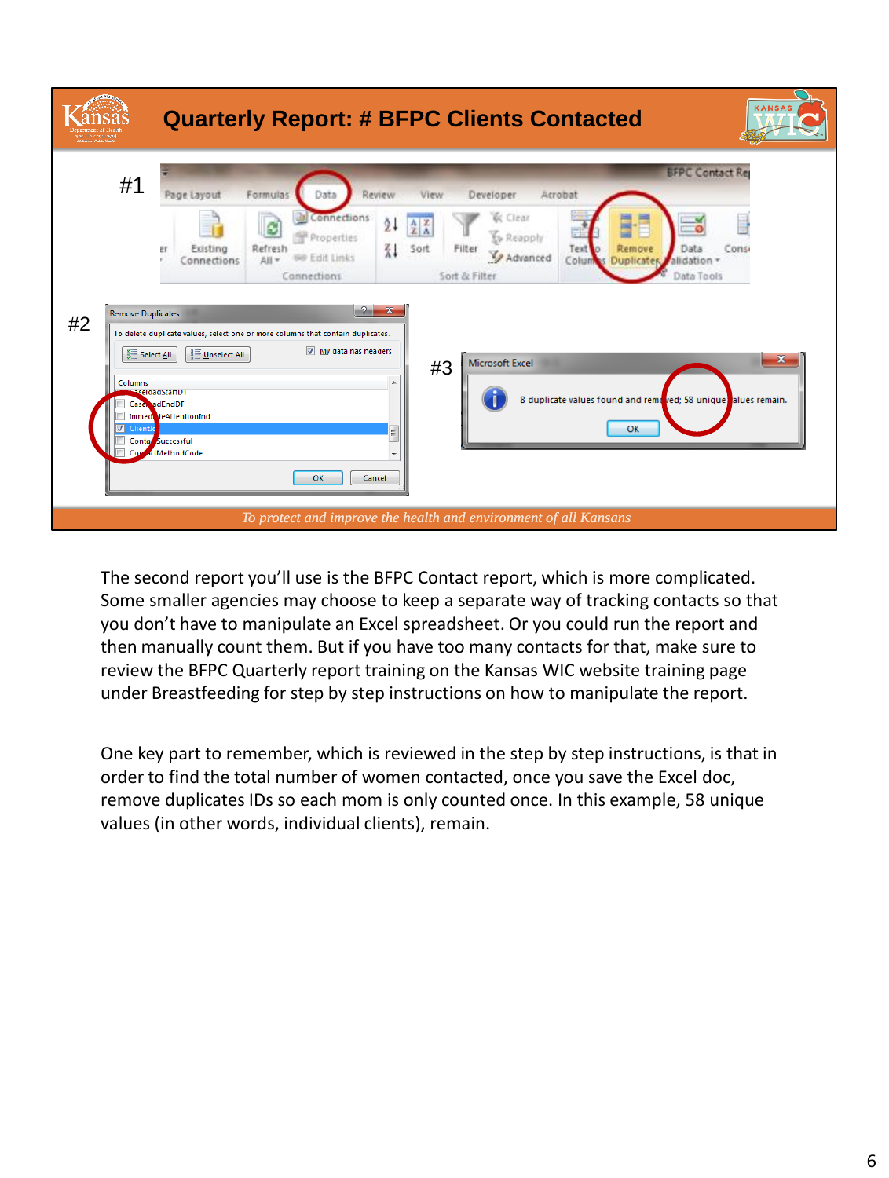# Quarterly Report: # BFPC Clients Contacted

#1

#2

#3

*To protect and improve the health and environment of all Kansans*

The second report you'll use is the BFPC Contact report, which is more complicated. Some smaller agencies may choose to keep a separate way of tracking contacts so that you don't have to manipulate an Excel spreadsheet. Or you could run the report and then manually count them. But if you have too many contacts for that, make sure to review the BFPC Quarterly report training on the Kansas WIC website training page under Breastfeeding for step by step instructions on how to manipulate the report.

One key part to remember, which is reviewed in the step by step instructions, is that in order to find the total number of women contacted, once you save the Excel doc, remove duplicates IDs so each mom is only counted once. In this example, 58 unique values (in other words, individual clients), remain.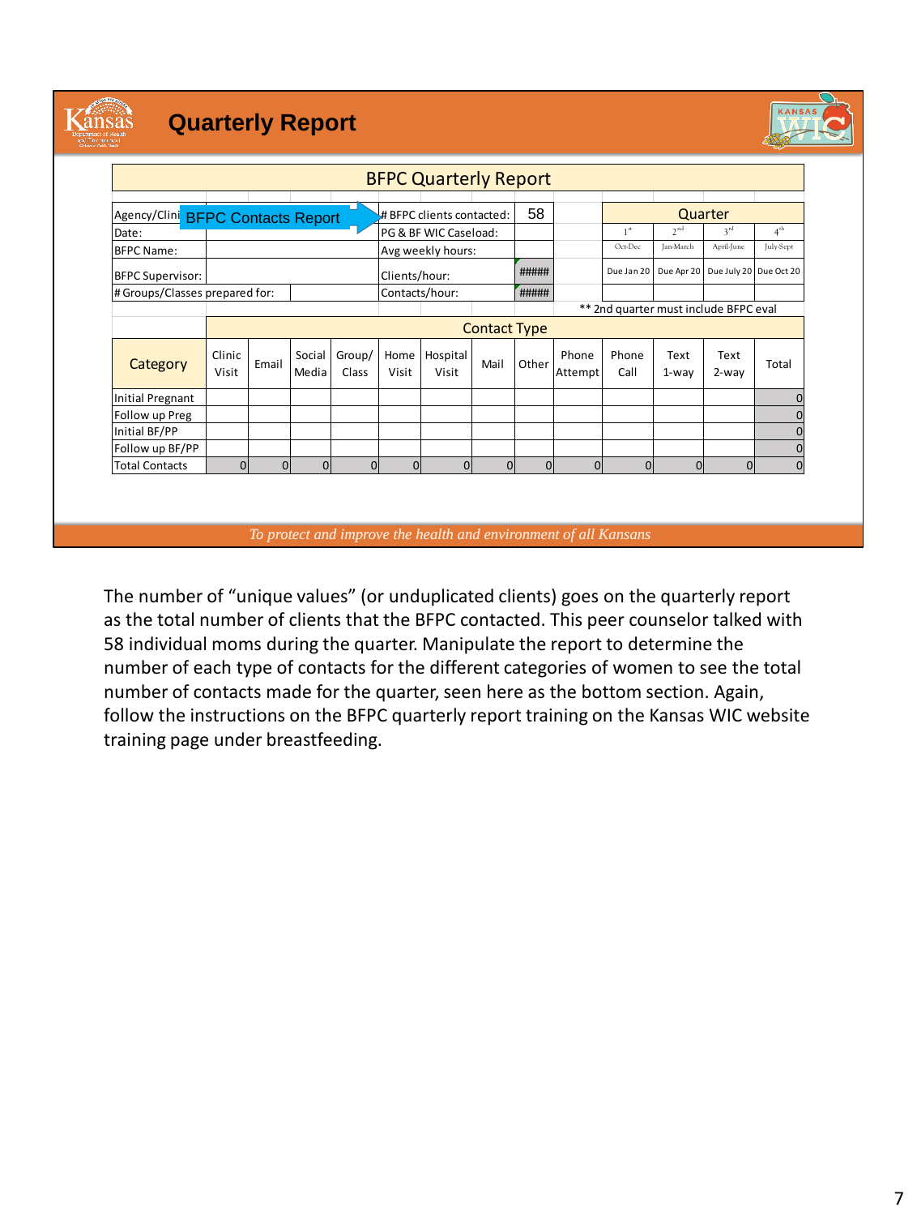# Quarterly Report

## BFPC Quarterly Report

BFPC Contacts Report

| | | | | |
|---|---|---|---|---|
| Agency/Clinic: | | # BFPC clients contacted: | 58 | |
| Date: | | PG & BF WIC Caseload: | | |
| BFPC Name: | | Avg weekly hours: | | |
| BFPC Supervisor: | | Clients/hour: | ##### | |
| # Groups/Classes prepared for: | | Contacts/hour: | ##### | |

| Quarter | | | |
|---|---|---|---|
| 1st | 2nd | 3rd | 4th |
| Oct-Dec | Jan-March | April-June | July-Sept |
| Due Jan 20 | Due Apr 20 | Due July 20 | Due Oct 20 |

** 2nd quarter must include BFPC eval

| Category | Clinic Visit | Email | Social Media | Group/ Class | Home Visit | Hospital Visit | Mail | Other | Phone Attempt | Phone Call | Text 1-way | Text 2-way | Total |
|---|---|---|---|---|---|---|---|---|---|---|---|---|---|
| Initial Pregnant | | | | | | | | | | | | | 0 |
| Follow up Preg | | | | | | | | | | | | | 0 |
| Initial BF/PP | | | | | | | | | | | | | 0 |
| Follow up BF/PP | | | | | | | | | | | | | 0 |
| Total Contacts | 0 | 0 | 0 | 0 | 0 | 0 | 0 | 0 | 0 | 0 | 0 | 0 | 0 |

*To protect and improve the health and environment of all Kansans*

The number of "unique values" (or unduplicated clients) goes on the quarterly report as the total number of clients that the BFPC contacted. This peer counselor talked with 58 individual moms during the quarter. Manipulate the report to determine the number of each type of contacts for the different categories of women to see the total number of contacts made for the quarter, seen here as the bottom section. Again, follow the instructions on the BFPC quarterly report training on the Kansas WIC website training page under breastfeeding.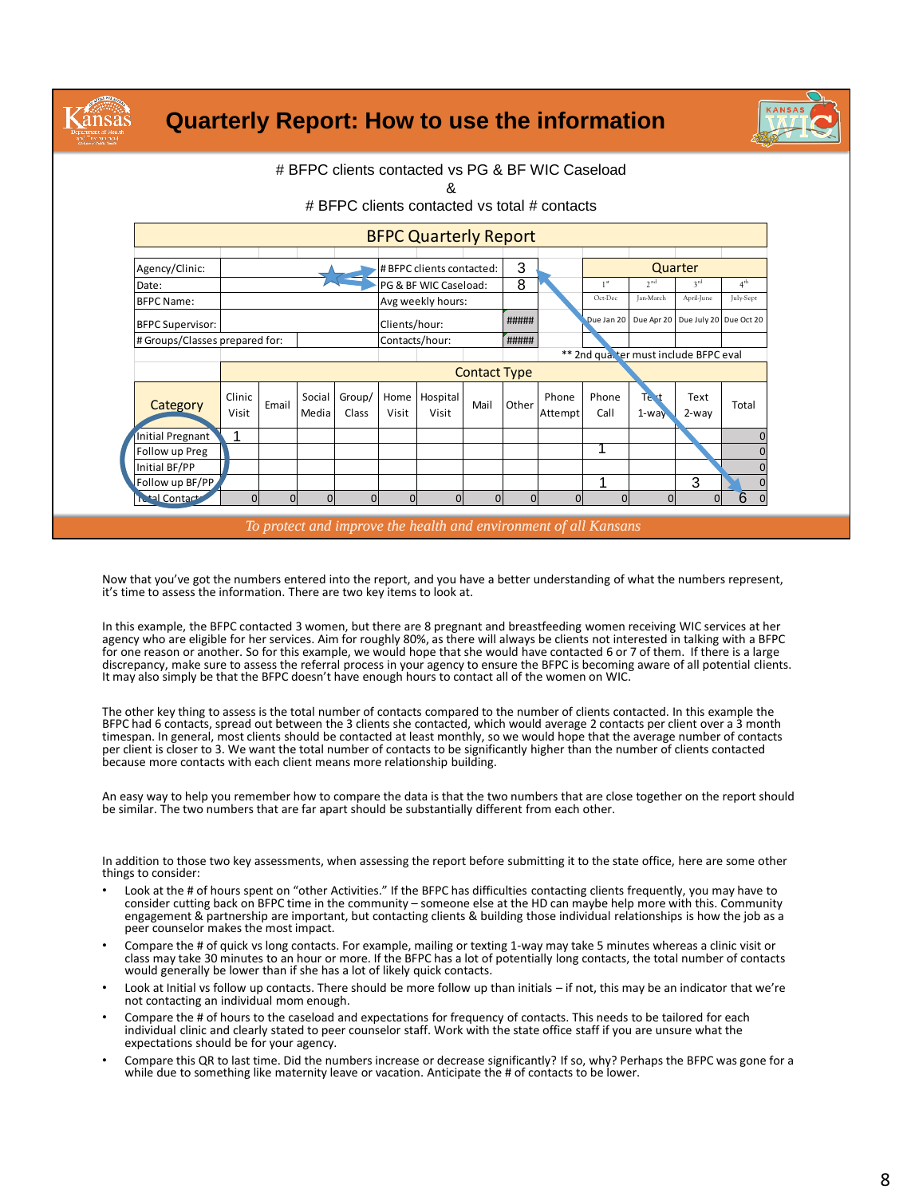# Quarterly Report: How to use the information

# BFPC clients contacted vs PG & BF WIC Caseload
&
# BFPC clients contacted vs total # contacts

**BFPC Quarterly Report**

| | | | |
|---|---|---|---|
| Agency/Clinic: | | # BFPC clients contacted: | 3 |
| Date: | | PG & BF WIC Caseload: | 8 |
| BFPC Name: | | Avg weekly hours: | |
| BFPC Supervisor: | | Clients/hour: | ##### |
| # Groups/Classes prepared for: | | Contacts/hour: | ##### |

| Quarter | 1st | 2nd | 3rd | 4th |
|---|---|---|---|---|
| | Oct-Dec | Jan-March | April-June | July-Sept |
| | Due Jan 20 | Due Apr 20 | Due July 20 | Due Oct 20 |

** 2nd quarter must include BFPC eval

| Category | Clinic Visit | Email | Social Media | Group/ Class | Home Visit | Hospital Visit | Mail | Other | Phone Attempt | Phone Call | Text 1-way | Text 2-way | Total |
|---|---|---|---|---|---|---|---|---|---|---|---|---|---|
| Initial Pregnant | 1 | | | | | | | | | | | | 0 |
| Follow up Preg | | | | | | | | | | 1 | | | 0 |
| Initial BF/PP | | | | | | | | | | | | | 0 |
| Follow up BF/PP | | | | | | | | | | 1 | | 3 | 0 |
| Total Contacts | 0 | 0 | 0 | 0 | 0 | 0 | 0 | 0 | 0 | 0 | 0 | 0 | 6 0 |

*To protect and improve the health and environment of all Kansans*

Now that you've got the numbers entered into the report, and you have a better understanding of what the numbers represent, it's time to assess the information. There are two key items to look at.

In this example, the BFPC contacted 3 women, but there are 8 pregnant and breastfeeding women receiving WIC services at her agency who are eligible for her services. Aim for roughly 80%, as there will always be clients not interested in talking with a BFPC for one reason or another. So for this example, we would hope that she would have contacted 6 or 7 of them. If there is a large discrepancy, make sure to assess the referral process in your agency to ensure the BFPC is becoming aware of all potential clients. It may also simply be that the BFPC doesn't have enough hours to contact all of the women on WIC.

The other key thing to assess is the total number of contacts compared to the number of clients contacted. In this example the BFPC had 6 contacts, spread out between the 3 clients she contacted, which would average 2 contacts per client over a 3 month timespan. In general, most clients should be contacted at least monthly, so we would hope that the average number of contacts per client is closer to 3. We want the total number of contacts to be significantly higher than the number of clients contacted because more contacts with each client means more relationship building.

An easy way to help you remember how to compare the data is that the two numbers that are close together on the report should be similar. The two numbers that are far apart should be substantially different from each other.

In addition to those two key assessments, when assessing the report before submitting it to the state office, here are some other things to consider:

- Look at the # of hours spent on "other Activities." If the BFPC has difficulties contacting clients frequently, you may have to consider cutting back on BFPC time in the community – someone else at the HD can maybe help more with this. Community engagement & partnership are important, but contacting clients & building those individual relationships is how the job as a peer counselor makes the most impact.
- Compare the # of quick vs long contacts. For example, mailing or texting 1-way may take 5 minutes whereas a clinic visit or class may take 30 minutes to an hour or more. If the BFPC has a lot of potentially long contacts, the total number of contacts would generally be lower than if she has a lot of likely quick contacts.
- Look at Initial vs follow up contacts. There should be more follow up than initials – if not, this may be an indicator that we're not contacting an individual mom enough.
- Compare the # of hours to the caseload and expectations for frequency of contacts. This needs to be tailored for each individual clinic and clearly stated to peer counselor staff. Work with the state office staff if you are unsure what the expectations should be for your agency.
- Compare this QR to last time. Did the numbers increase or decrease significantly? If so, why? Perhaps the BFPC was gone for a while due to something like maternity leave or vacation. Anticipate the # of contacts to be lower.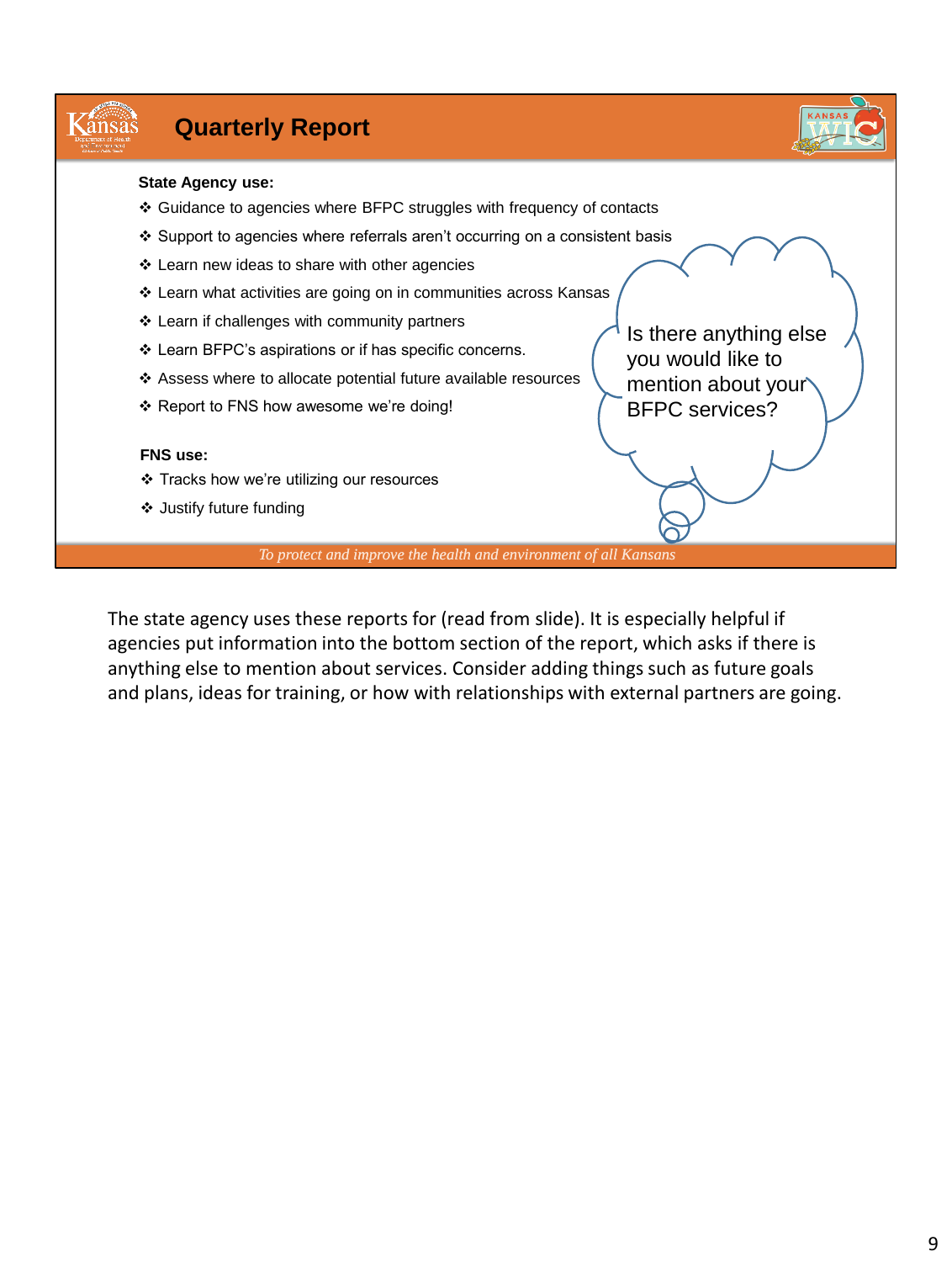# Quarterly Report

**State Agency use:**

- Guidance to agencies where BFPC struggles with frequency of contacts
- Support to agencies where referrals aren't occurring on a consistent basis
- Learn new ideas to share with other agencies
- Learn what activities are going on in communities across Kansas
- Learn if challenges with community partners
- Learn BFPC's aspirations or if has specific concerns.
- Assess where to allocate potential future available resources
- Report to FNS how awesome we're doing!

**FNS use:**

- Tracks how we're utilizing our resources
- Justify future funding

Is there anything else you would like to mention about your BFPC services?

*To protect and improve the health and environment of all Kansans*

The state agency uses these reports for (read from slide). It is especially helpful if agencies put information into the bottom section of the report, which asks if there is anything else to mention about services. Consider adding things such as future goals and plans, ideas for training, or how with relationships with external partners are going.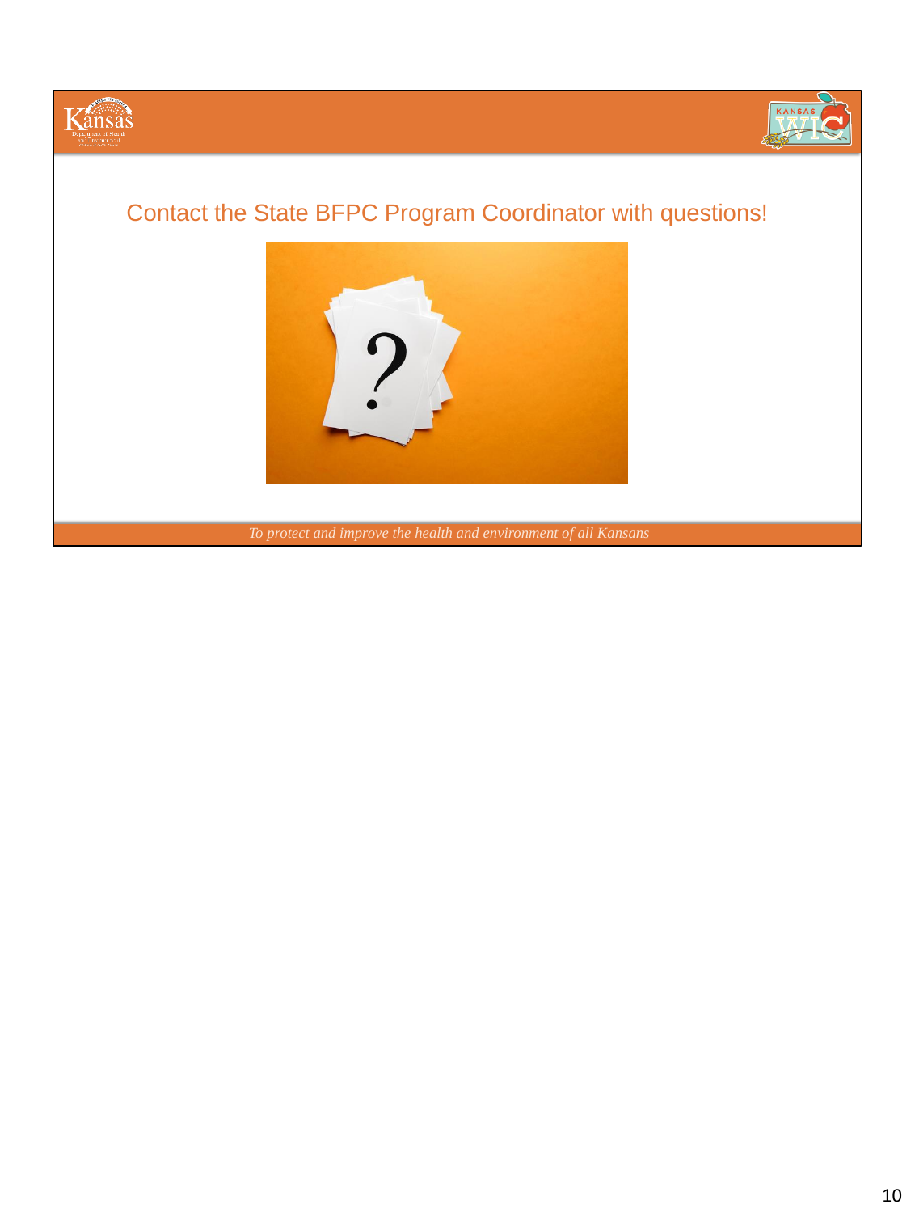## Contact the State BFPC Program Coordinator with questions!

*To protect and improve the health and environment of all Kansans*